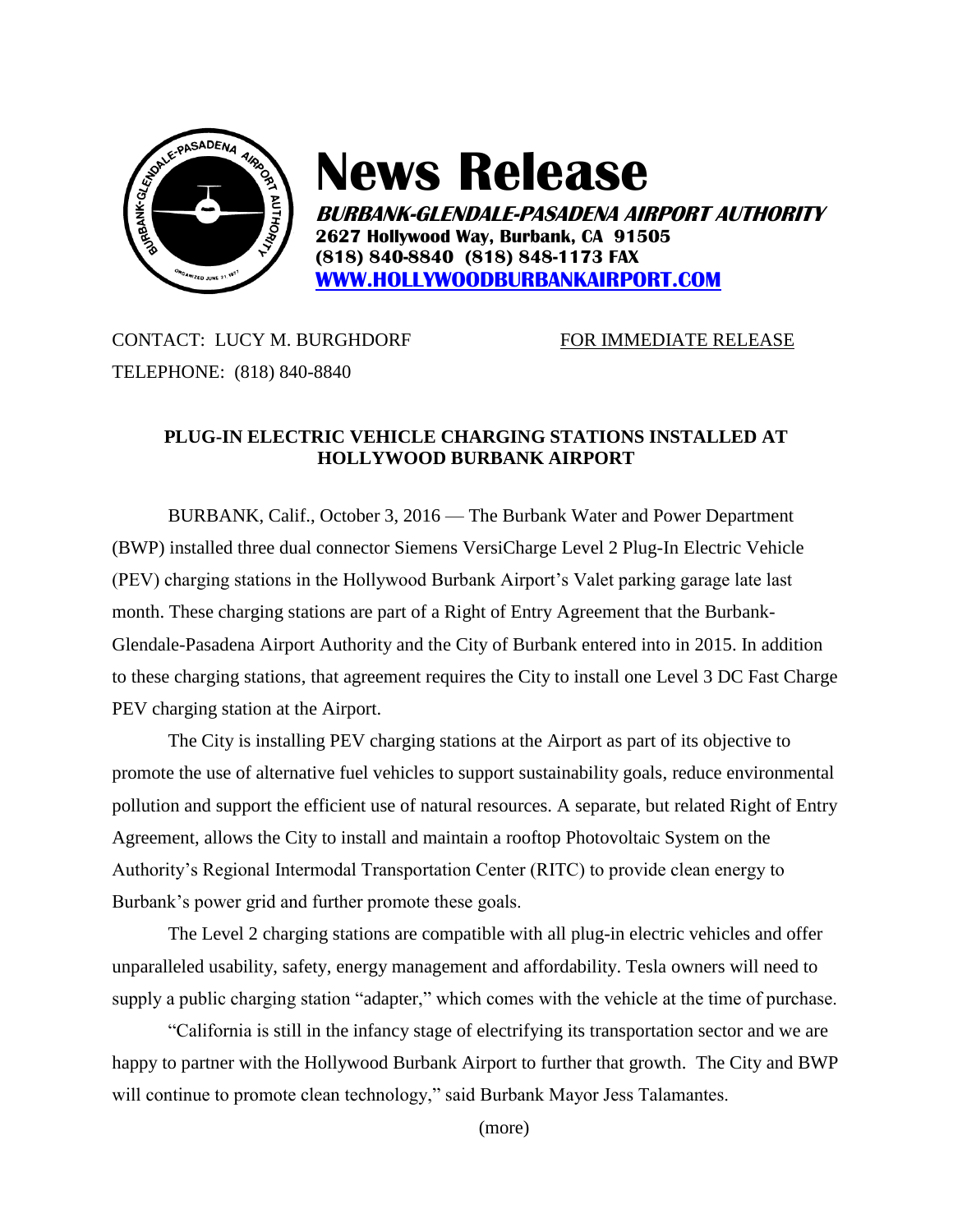# News Release

**BURBANK-GLENDALE-PASADENA AIRPORT AUTHORITY**
**2627 Hollywood Way, Burbank, CA 91505**
**(818) 840-8840 (818) 848-1173 FAX**
**[WWW.HOLLYWOODBURBANKAIRPORT.COM](http://WWW.HOLLYWOODBURBANKAIRPORT.COM)**

CONTACT: LUCY M. BURGHDORF
TELEPHONE: (818) 840-8840

FOR IMMEDIATE RELEASE

**PLUG-IN ELECTRIC VEHICLE CHARGING STATIONS INSTALLED AT HOLLYWOOD BURBANK AIRPORT**

BURBANK, Calif., October 3, 2016 — The Burbank Water and Power Department (BWP) installed three dual connector Siemens VersiCharge Level 2 Plug-In Electric Vehicle (PEV) charging stations in the Hollywood Burbank Airport's Valet parking garage late last month. These charging stations are part of a Right of Entry Agreement that the Burbank-Glendale-Pasadena Airport Authority and the City of Burbank entered into in 2015. In addition to these charging stations, that agreement requires the City to install one Level 3 DC Fast Charge PEV charging station at the Airport.

The City is installing PEV charging stations at the Airport as part of its objective to promote the use of alternative fuel vehicles to support sustainability goals, reduce environmental pollution and support the efficient use of natural resources. A separate, but related Right of Entry Agreement, allows the City to install and maintain a rooftop Photovoltaic System on the Authority's Regional Intermodal Transportation Center (RITC) to provide clean energy to Burbank's power grid and further promote these goals.

The Level 2 charging stations are compatible with all plug-in electric vehicles and offer unparalleled usability, safety, energy management and affordability. Tesla owners will need to supply a public charging station "adapter," which comes with the vehicle at the time of purchase.

"California is still in the infancy stage of electrifying its transportation sector and we are happy to partner with the Hollywood Burbank Airport to further that growth. The City and BWP will continue to promote clean technology," said Burbank Mayor Jess Talamantes.

(more)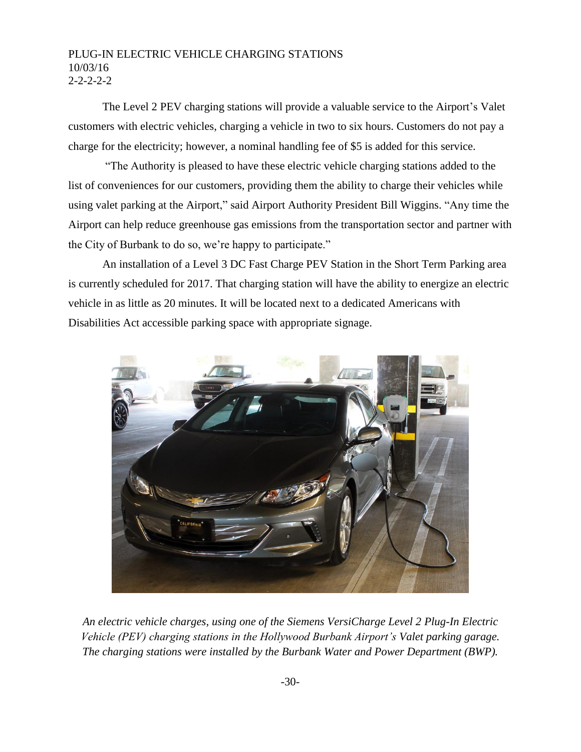The Level 2 PEV charging stations will provide a valuable service to the Airport's Valet customers with electric vehicles, charging a vehicle in two to six hours. Customers do not pay a charge for the electricity; however, a nominal handling fee of $5 is added for this service.

"The Authority is pleased to have these electric vehicle charging stations added to the list of conveniences for our customers, providing them the ability to charge their vehicles while using valet parking at the Airport," said Airport Authority President Bill Wiggins. "Any time the Airport can help reduce greenhouse gas emissions from the transportation sector and partner with the City of Burbank to do so, we're happy to participate."

An installation of a Level 3 DC Fast Charge PEV Station in the Short Term Parking area is currently scheduled for 2017. That charging station will have the ability to energize an electric vehicle in as little as 20 minutes. It will be located next to a dedicated Americans with Disabilities Act accessible parking space with appropriate signage.

*An electric vehicle charges, using one of the Siemens VersiCharge Level 2 Plug-In Electric Vehicle (PEV) charging stations in the Hollywood Burbank Airport's Valet parking garage. The charging stations were installed by the Burbank Water and Power Department (BWP).*

-30-